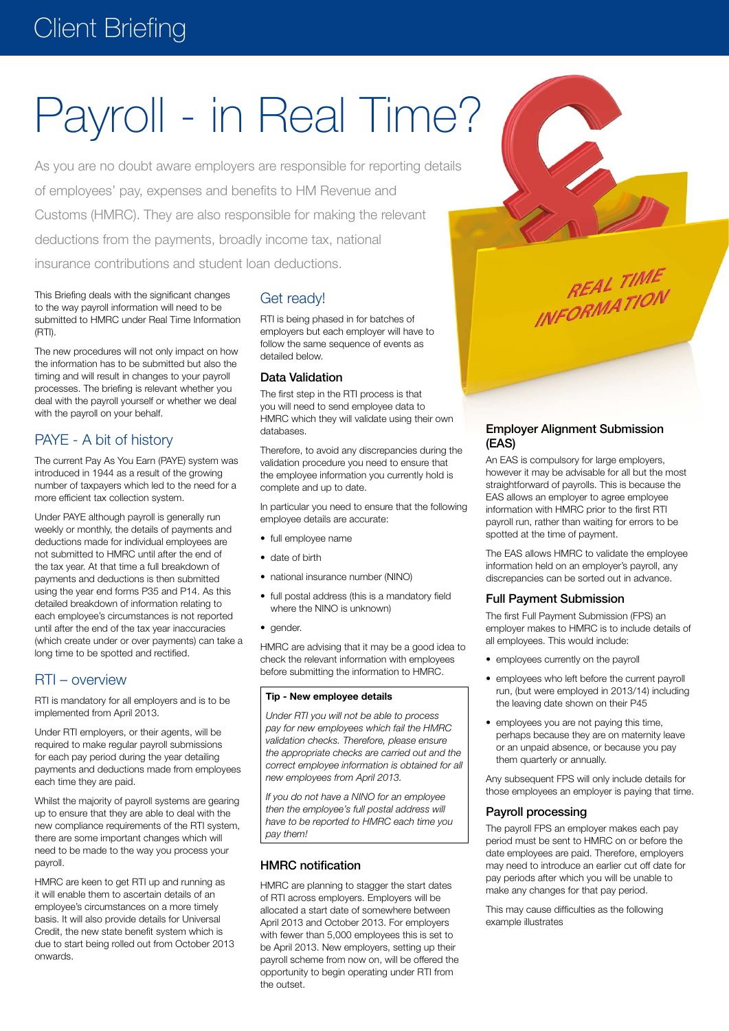# Payroll - in Real Time?

As you are no doubt aware employers are responsible for reporting details of employees' pay, expenses and benefits to HM Revenue and Customs (HMRC). They are also responsible for making the relevant deductions from the payments, broadly income tax, national insurance contributions and student loan deductions.

This Briefing deals with the significant changes to the way payroll information will need to be submitted to HMRC under Real Time Information (RTI).

The new procedures will not only impact on how the information has to be submitted but also the timing and will result in changes to your payroll processes. The briefing is relevant whether you deal with the payroll yourself or whether we deal with the payroll on your behalf.

## PAYE - A bit of history

The current Pay As You Earn (PAYE) system was introduced in 1944 as a result of the growing number of taxpayers which led to the need for a more efficient tax collection system.

Under PAYE although payroll is generally run weekly or monthly, the details of payments and deductions made for individual employees are not submitted to HMRC until after the end of the tax year. At that time a full breakdown of payments and deductions is then submitted using the year end forms P35 and P14. As this detailed breakdown of information relating to each employee's circumstances is not reported until after the end of the tax year inaccuracies (which create under or over payments) can take a long time to be spotted and rectified.

## RTI – overview

RTI is mandatory for all employers and is to be implemented from April 2013.

Under RTI employers, or their agents, will be required to make regular payroll submissions for each pay period during the year detailing payments and deductions made from employees each time they are paid.

Whilst the majority of payroll systems are gearing up to ensure that they are able to deal with the new compliance requirements of the RTI system, there are some important changes which will need to be made to the way you process your payroll.

HMRC are keen to get RTI up and running as it will enable them to ascertain details of an employee's circumstances on a more timely basis. It will also provide details for Universal Credit, the new state benefit system which is due to start being rolled out from October 2013 onwards.

## Get ready!

RTI is being phased in for batches of employers but each employer will have to follow the same sequence of events as detailed below.

### Data Validation

The first step in the RTI process is that you will need to send employee data to HMRC which they will validate using their own databases.

Therefore, to avoid any discrepancies during the validation procedure you need to ensure that the employee information you currently hold is complete and up to date.

In particular you need to ensure that the following employee details are accurate:

- full employee name
- date of birth
- national insurance number (NINO)
- full postal address (this is a mandatory field where the NINO is unknown)
- gender.

HMRC are advising that it may be a good idea to check the relevant information with employees before submitting the information to HMRC.

> **Tip - New employee details**
>
> *Under RTI you will not be able to process pay for new employees which fail the HMRC validation checks. Therefore, please ensure the appropriate checks are carried out and the correct employee information is obtained for all new employees from April 2013.*
>
> *If you do not have a NINO for an employee then the employee's full postal address will have to be reported to HMRC each time you pay them!*

### HMRC notification

HMRC are planning to stagger the start dates of RTI across employers. Employers will be allocated a start date of somewhere between April 2013 and October 2013. For employers with fewer than 5,000 employees this is set to be April 2013. New employers, setting up their payroll scheme from now on, will be offered the opportunity to begin operating under RTI from the outset.

### Employer Alignment Submission (EAS)

An EAS is compulsory for large employers, however it may be advisable for all but the most straightforward of payrolls. This is because the EAS allows an employer to agree employee information with HMRC prior to the first RTI payroll run, rather than waiting for errors to be spotted at the time of payment.

The EAS allows HMRC to validate the employee information held on an employer's payroll, any discrepancies can be sorted out in advance.

### Full Payment Submission

The first Full Payment Submission (FPS) an employer makes to HMRC is to include details of all employees. This would include:

- employees currently on the payroll
- employees who left before the current payroll run, (but were employed in 2013/14) including the leaving date shown on their P45
- employees you are not paying this time, perhaps because they are on maternity leave or an unpaid absence, or because you pay them quarterly or annually.

Any subsequent FPS will only include details for those employees an employer is paying that time.

### Payroll processing

The payroll FPS an employer makes each pay period must be sent to HMRC on or before the date employees are paid. Therefore, employers may need to introduce an earlier cut off date for pay periods after which you will be unable to make any changes for that pay period.

This may cause difficulties as the following example illustrates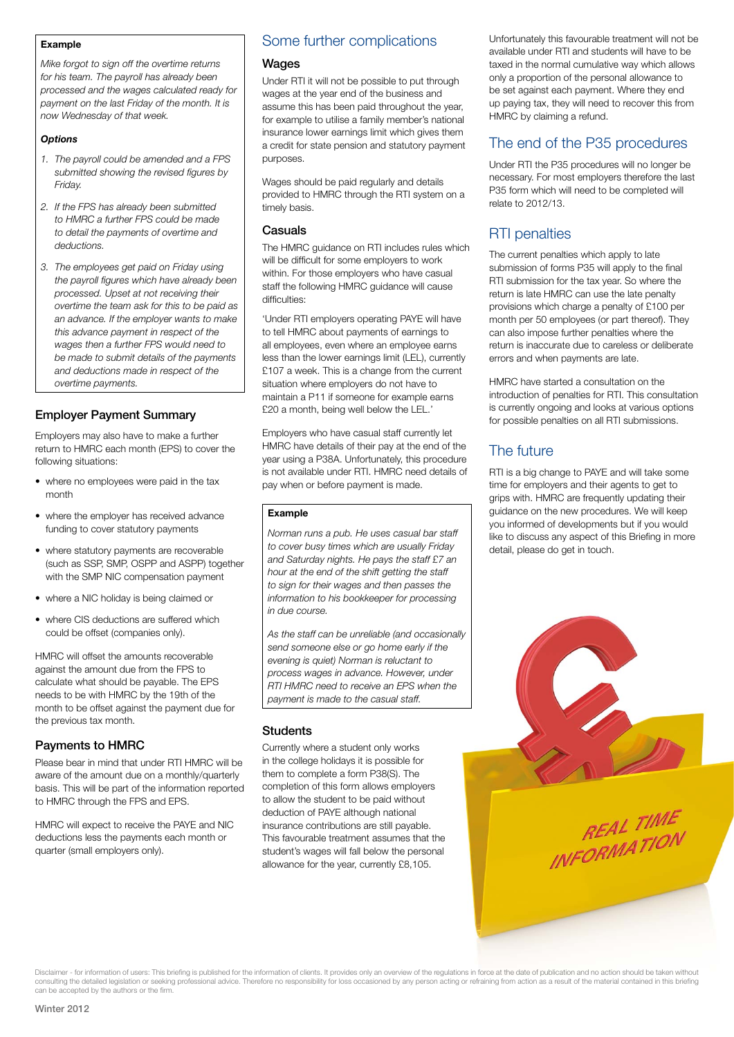> **Example**
>
> *Mike forgot to sign off the overtime returns for his team. The payroll has already been processed and the wages calculated ready for payment on the last Friday of the month. It is now Wednesday of that week.*
>
> ***Options***
>
> 1. *The payroll could be amended and a FPS submitted showing the revised figures by Friday.*
> 2. *If the FPS has already been submitted to HMRC a further FPS could be made to detail the payments of overtime and deductions.*
> 3. *The employees get paid on Friday using the payroll figures which have already been processed. Upset at not receiving their overtime the team ask for this to be paid as an advance. If the employer wants to make this advance payment in respect of the wages then a further FPS would need to be made to submit details of the payments and deductions made in respect of the overtime payments.*

### Employer Payment Summary

Employers may also have to make a further return to HMRC each month (EPS) to cover the following situations:

- where no employees were paid in the tax month
- where the employer has received advance funding to cover statutory payments
- where statutory payments are recoverable (such as SSP, SMP, OSPP and ASPP) together with the SMP NIC compensation payment
- where a NIC holiday is being claimed or
- where CIS deductions are suffered which could be offset (companies only).

HMRC will offset the amounts recoverable against the amount due from the FPS to calculate what should be payable. The EPS needs to be with HMRC by the 19th of the month to be offset against the payment due for the previous tax month.

### Payments to HMRC

Please bear in mind that under RTI HMRC will be aware of the amount due on a monthly/quarterly basis. This will be part of the information reported to HMRC through the FPS and EPS.

HMRC will expect to receive the PAYE and NIC deductions less the payments each month or quarter (small employers only).

## Some further complications

### Wages

Under RTI it will not be possible to put through wages at the year end of the business and assume this has been paid throughout the year, for example to utilise a family member's national insurance lower earnings limit which gives them a credit for state pension and statutory payment purposes.

Wages should be paid regularly and details provided to HMRC through the RTI system on a timely basis.

### Casuals

The HMRC guidance on RTI includes rules which will be difficult for some employers to work within. For those employers who have casual staff the following HMRC guidance will cause difficulties:

'Under RTI employers operating PAYE will have to tell HMRC about payments of earnings to all employees, even where an employee earns less than the lower earnings limit (LEL), currently £107 a week. This is a change from the current situation where employers do not have to maintain a P11 if someone for example earns £20 a month, being well below the LEL.'

Employers who have casual staff currently let HMRC have details of their pay at the end of the year using a P38A. Unfortunately, this procedure is not available under RTI. HMRC need details of pay when or before payment is made.

> **Example**
>
> *Norman runs a pub. He uses casual bar staff to cover busy times which are usually Friday and Saturday nights. He pays the staff £7 an hour at the end of the shift getting the staff to sign for their wages and then passes the information to his bookkeeper for processing in due course.*
>
> *As the staff can be unreliable (and occasionally send someone else or go home early if the evening is quiet) Norman is reluctant to process wages in advance. However, under RTI HMRC need to receive an EPS when the payment is made to the casual staff.*

### Students

Currently where a student only works in the college holidays it is possible for them to complete a form P38(S). The completion of this form allows employers to allow the student to be paid without deduction of PAYE although national insurance contributions are still payable. This favourable treatment assumes that the student's wages will fall below the personal allowance for the year, currently £8,105.

Unfortunately this favourable treatment will not be available under RTI and students will have to be taxed in the normal cumulative way which allows only a proportion of the personal allowance to be set against each payment. Where they end up paying tax, they will need to recover this from HMRC by claiming a refund.

## The end of the P35 procedures

Under RTI the P35 procedures will no longer be necessary. For most employers therefore the last P35 form which will need to be completed will relate to 2012/13.

## RTI penalties

The current penalties which apply to late submission of forms P35 will apply to the final RTI submission for the tax year. So where the return is late HMRC can use the late penalty provisions which charge a penalty of £100 per month per 50 employees (or part thereof). They can also impose further penalties where the return is inaccurate due to careless or deliberate errors and when payments are late.

HMRC have started a consultation on the introduction of penalties for RTI. This consultation is currently ongoing and looks at various options for possible penalties on all RTI submissions.

## The future

RTI is a big change to PAYE and will take some time for employers and their agents to get to grips with. HMRC are frequently updating their guidance on the new procedures. We will keep you informed of developments but if you would like to discuss any aspect of this Briefing in more detail, please do get in touch.

Disclaimer - for information of users: This briefing is published for the information of clients. It provides only an overview of the regulations in force at the date of publication and no action should be taken without consulting the detailed legislation or seeking professional advice. Therefore no responsibility for loss occasioned by any person acting or refraining from action as a result of the material contained in this briefing can be accepted by the authors or the firm.

Winter 2012